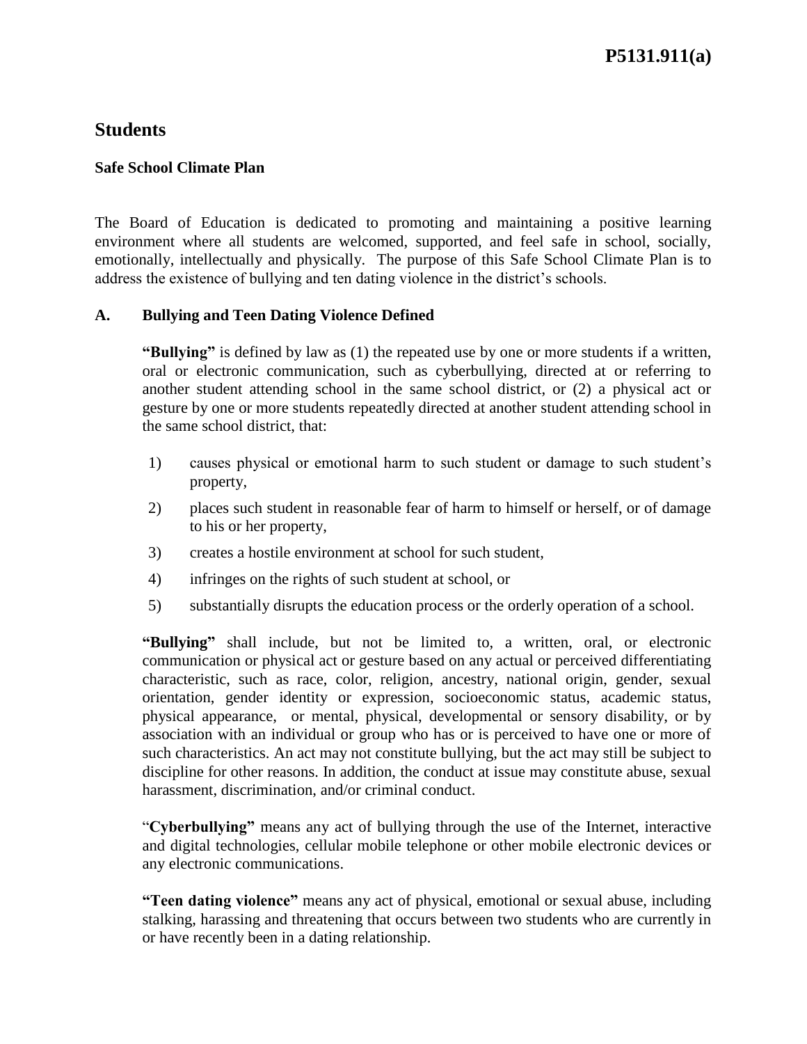# Students

## Safe School Climate Plan

The Board of Education is dedicated to promoting and maintaining a positive learning environment where all students are welcomed, supported, and feel safe in school, socially, emotionally, intellectually and physically. The purpose of this Safe School Climate Plan is to address the existence of bullying and ten dating violence in the district's schools.

### A. Bullying and Teen Dating Violence Defined

**"Bullying"** is defined by law as (1) the repeated use by one or more students if a written, oral or electronic communication, such as cyberbullying, directed at or referring to another student attending school in the same school district, or (2) a physical act or gesture by one or more students repeatedly directed at another student attending school in the same school district, that:

1) causes physical or emotional harm to such student or damage to such student's property,
2) places such student in reasonable fear of harm to himself or herself, or of damage to his or her property,
3) creates a hostile environment at school for such student,
4) infringes on the rights of such student at school, or
5) substantially disrupts the education process or the orderly operation of a school.

**"Bullying"** shall include, but not be limited to, a written, oral, or electronic communication or physical act or gesture based on any actual or perceived differentiating characteristic, such as race, color, religion, ancestry, national origin, gender, sexual orientation, gender identity or expression, socioeconomic status, academic status, physical appearance, or mental, physical, developmental or sensory disability, or by association with an individual or group who has or is perceived to have one or more of such characteristics. An act may not constitute bullying, but the act may still be subject to discipline for other reasons. In addition, the conduct at issue may constitute abuse, sexual harassment, discrimination, and/or criminal conduct.

"**Cyberbullying"** means any act of bullying through the use of the Internet, interactive and digital technologies, cellular mobile telephone or other mobile electronic devices or any electronic communications.

**"Teen dating violence"** means any act of physical, emotional or sexual abuse, including stalking, harassing and threatening that occurs between two students who are currently in or have recently been in a dating relationship.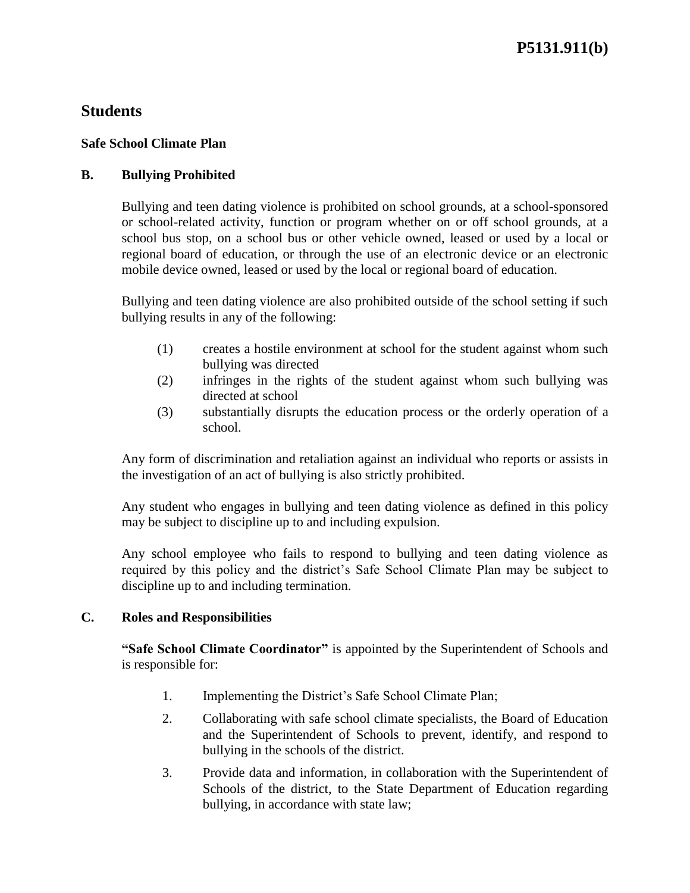# Students

## Safe School Climate Plan

### B. Bullying Prohibited

Bullying and teen dating violence is prohibited on school grounds, at a school-sponsored or school-related activity, function or program whether on or off school grounds, at a school bus stop, on a school bus or other vehicle owned, leased or used by a local or regional board of education, or through the use of an electronic device or an electronic mobile device owned, leased or used by the local or regional board of education.

Bullying and teen dating violence are also prohibited outside of the school setting if such bullying results in any of the following:

(1) creates a hostile environment at school for the student against whom such bullying was directed

(2) infringes in the rights of the student against whom such bullying was directed at school

(3) substantially disrupts the education process or the orderly operation of a school.

Any form of discrimination and retaliation against an individual who reports or assists in the investigation of an act of bullying is also strictly prohibited.

Any student who engages in bullying and teen dating violence as defined in this policy may be subject to discipline up to and including expulsion.

Any school employee who fails to respond to bullying and teen dating violence as required by this policy and the district's Safe School Climate Plan may be subject to discipline up to and including termination.

### C. Roles and Responsibilities

**"Safe School Climate Coordinator"** is appointed by the Superintendent of Schools and is responsible for:

1. Implementing the District's Safe School Climate Plan;
2. Collaborating with safe school climate specialists, the Board of Education and the Superintendent of Schools to prevent, identify, and respond to bullying in the schools of the district.
3. Provide data and information, in collaboration with the Superintendent of Schools of the district, to the State Department of Education regarding bullying, in accordance with state law;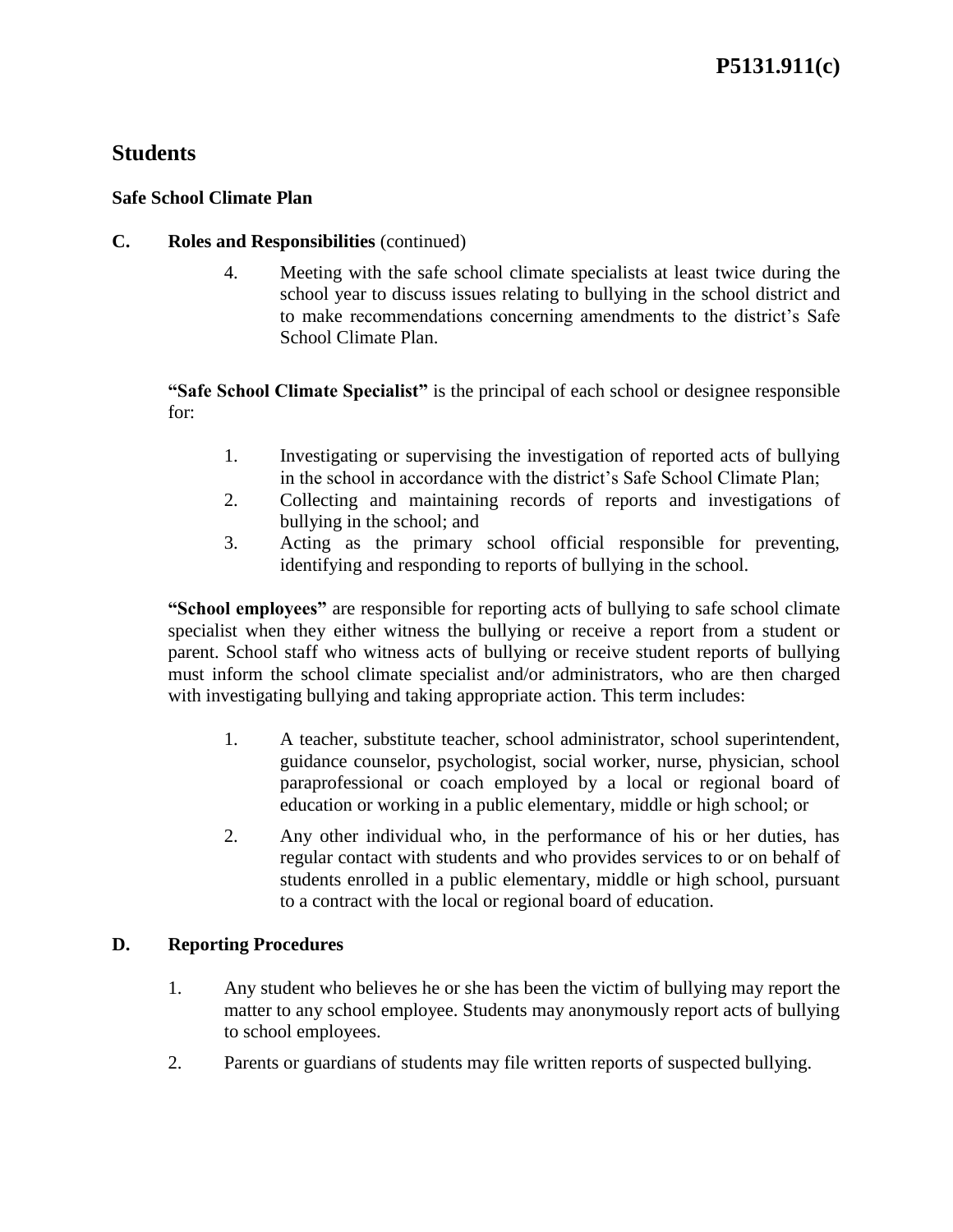# Students

## Safe School Climate Plan

**C. Roles and Responsibilities** (continued)

4. Meeting with the safe school climate specialists at least twice during the school year to discuss issues relating to bullying in the school district and to make recommendations concerning amendments to the district's Safe School Climate Plan.

**"Safe School Climate Specialist"** is the principal of each school or designee responsible for:

1. Investigating or supervising the investigation of reported acts of bullying in the school in accordance with the district's Safe School Climate Plan;
2. Collecting and maintaining records of reports and investigations of bullying in the school; and
3. Acting as the primary school official responsible for preventing, identifying and responding to reports of bullying in the school.

**"School employees"** are responsible for reporting acts of bullying to safe school climate specialist when they either witness the bullying or receive a report from a student or parent. School staff who witness acts of bullying or receive student reports of bullying must inform the school climate specialist and/or administrators, who are then charged with investigating bullying and taking appropriate action. This term includes:

1. A teacher, substitute teacher, school administrator, school superintendent, guidance counselor, psychologist, social worker, nurse, physician, school paraprofessional or coach employed by a local or regional board of education or working in a public elementary, middle or high school; or
2. Any other individual who, in the performance of his or her duties, has regular contact with students and who provides services to or on behalf of students enrolled in a public elementary, middle or high school, pursuant to a contract with the local or regional board of education.

**D. Reporting Procedures**

1. Any student who believes he or she has been the victim of bullying may report the matter to any school employee. Students may anonymously report acts of bullying to school employees.
2. Parents or guardians of students may file written reports of suspected bullying.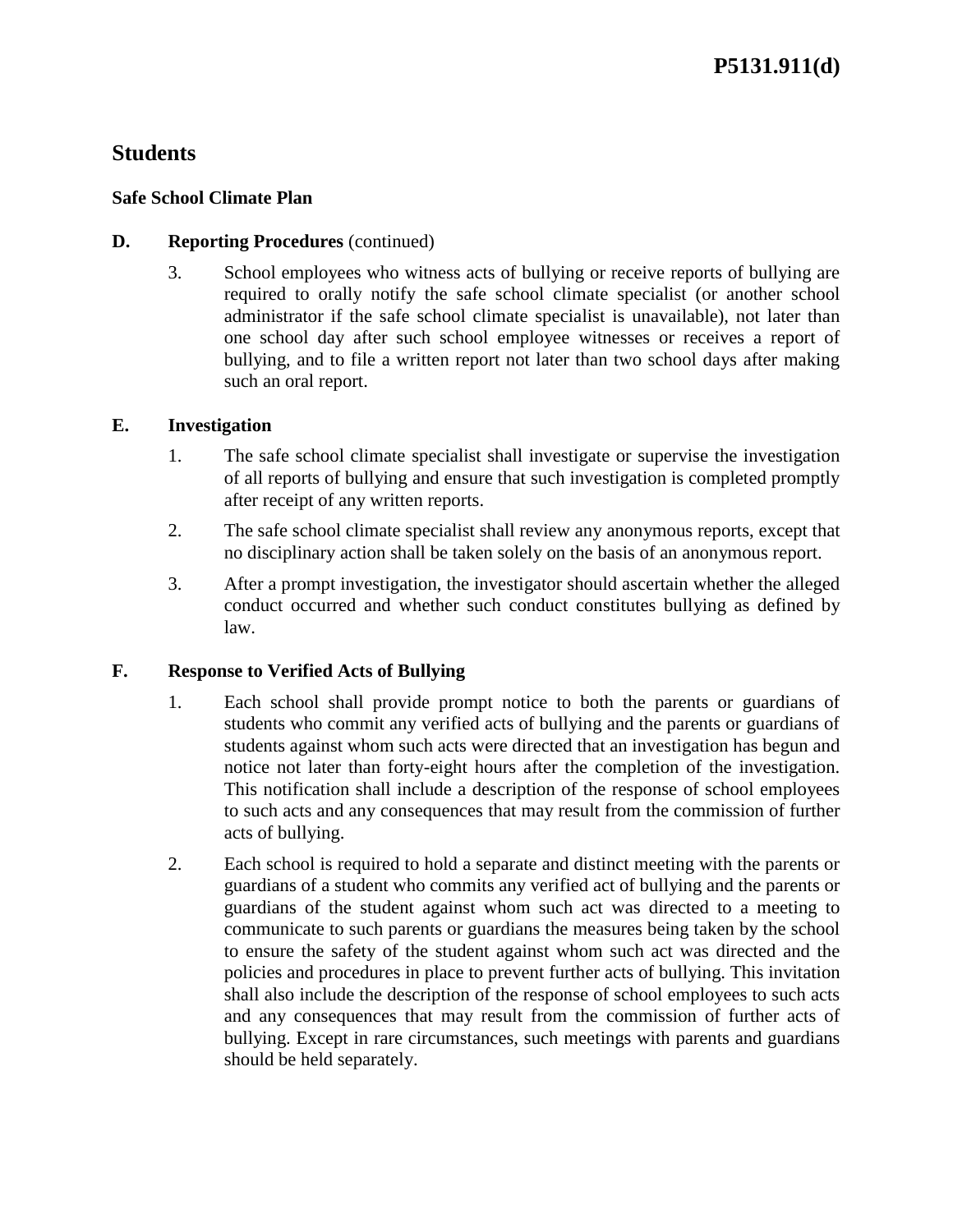## Students

### Safe School Climate Plan

**D. Reporting Procedures** (continued)

3. School employees who witness acts of bullying or receive reports of bullying are required to orally notify the safe school climate specialist (or another school administrator if the safe school climate specialist is unavailable), not later than one school day after such school employee witnesses or receives a report of bullying, and to file a written report not later than two school days after making such an oral report.

**E. Investigation**

1. The safe school climate specialist shall investigate or supervise the investigation of all reports of bullying and ensure that such investigation is completed promptly after receipt of any written reports.
2. The safe school climate specialist shall review any anonymous reports, except that no disciplinary action shall be taken solely on the basis of an anonymous report.
3. After a prompt investigation, the investigator should ascertain whether the alleged conduct occurred and whether such conduct constitutes bullying as defined by law.

**F. Response to Verified Acts of Bullying**

1. Each school shall provide prompt notice to both the parents or guardians of students who commit any verified acts of bullying and the parents or guardians of students against whom such acts were directed that an investigation has begun and notice not later than forty-eight hours after the completion of the investigation. This notification shall include a description of the response of school employees to such acts and any consequences that may result from the commission of further acts of bullying.
2. Each school is required to hold a separate and distinct meeting with the parents or guardians of a student who commits any verified act of bullying and the parents or guardians of the student against whom such act was directed to a meeting to communicate to such parents or guardians the measures being taken by the school to ensure the safety of the student against whom such act was directed and the policies and procedures in place to prevent further acts of bullying. This invitation shall also include the description of the response of school employees to such acts and any consequences that may result from the commission of further acts of bullying. Except in rare circumstances, such meetings with parents and guardians should be held separately.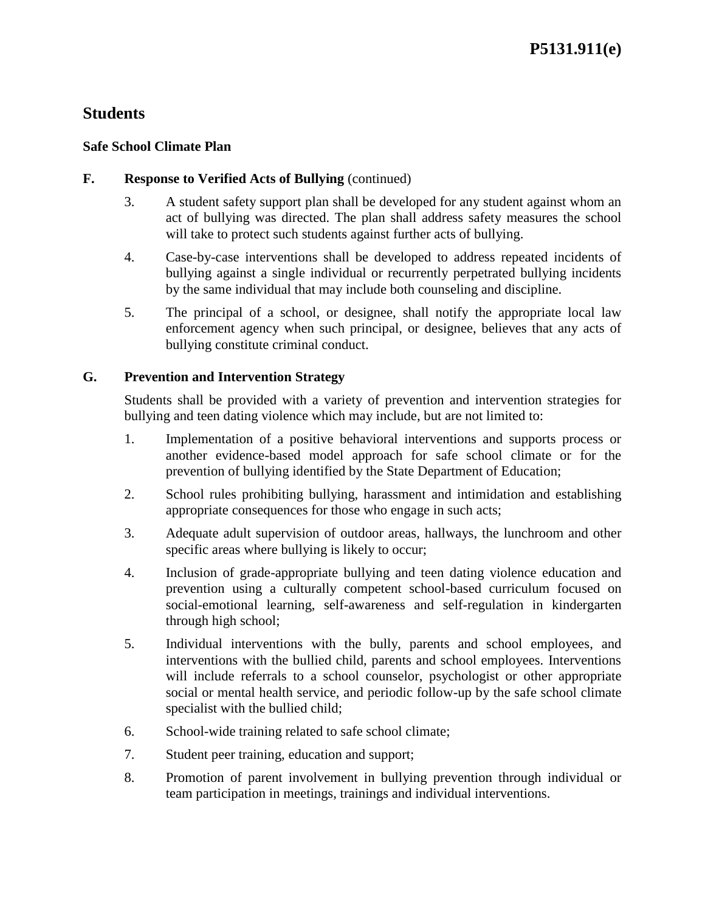## Students

### Safe School Climate Plan

**F. Response to Verified Acts of Bullying** (continued)

3. A student safety support plan shall be developed for any student against whom an act of bullying was directed. The plan shall address safety measures the school will take to protect such students against further acts of bullying.
4. Case-by-case interventions shall be developed to address repeated incidents of bullying against a single individual or recurrently perpetrated bullying incidents by the same individual that may include both counseling and discipline.
5. The principal of a school, or designee, shall notify the appropriate local law enforcement agency when such principal, or designee, believes that any acts of bullying constitute criminal conduct.

**G. Prevention and Intervention Strategy**

Students shall be provided with a variety of prevention and intervention strategies for bullying and teen dating violence which may include, but are not limited to:

1. Implementation of a positive behavioral interventions and supports process or another evidence-based model approach for safe school climate or for the prevention of bullying identified by the State Department of Education;
2. School rules prohibiting bullying, harassment and intimidation and establishing appropriate consequences for those who engage in such acts;
3. Adequate adult supervision of outdoor areas, hallways, the lunchroom and other specific areas where bullying is likely to occur;
4. Inclusion of grade-appropriate bullying and teen dating violence education and prevention using a culturally competent school-based curriculum focused on social-emotional learning, self-awareness and self-regulation in kindergarten through high school;
5. Individual interventions with the bully, parents and school employees, and interventions with the bullied child, parents and school employees. Interventions will include referrals to a school counselor, psychologist or other appropriate social or mental health service, and periodic follow-up by the safe school climate specialist with the bullied child;
6. School-wide training related to safe school climate;
7. Student peer training, education and support;
8. Promotion of parent involvement in bullying prevention through individual or team participation in meetings, trainings and individual interventions.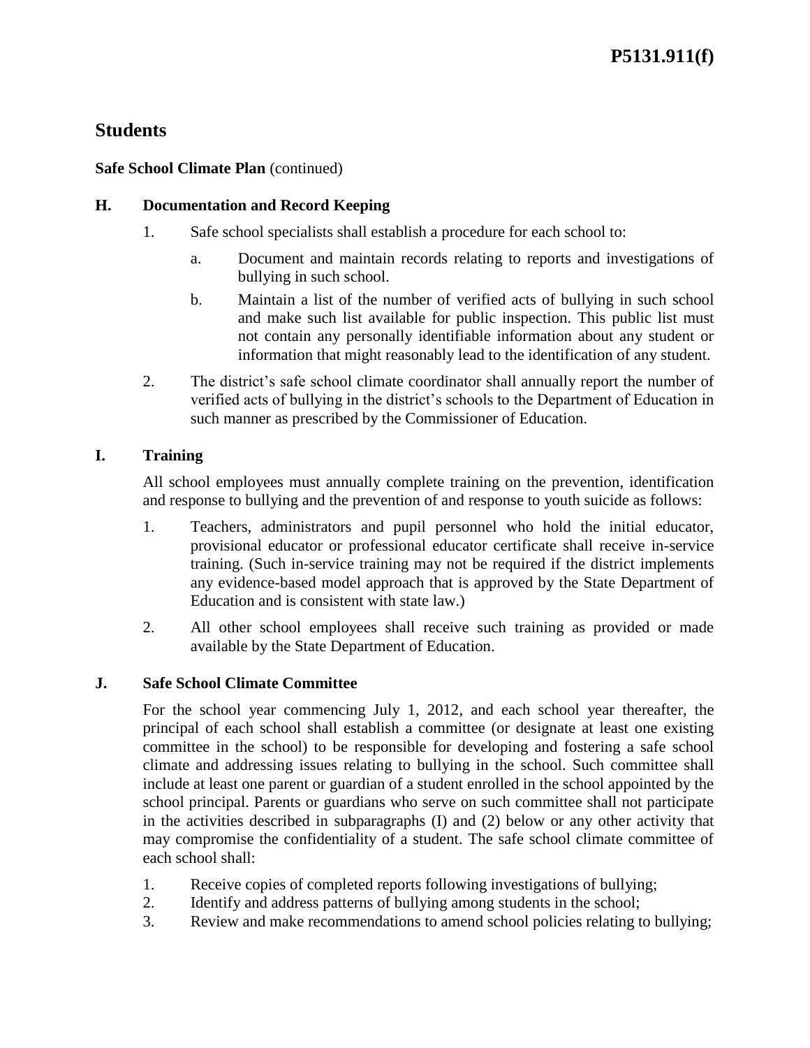# Students

**Safe School Climate Plan** (continued)

## H. Documentation and Record Keeping

1. Safe school specialists shall establish a procedure for each school to:
   a. Document and maintain records relating to reports and investigations of bullying in such school.
   b. Maintain a list of the number of verified acts of bullying in such school and make such list available for public inspection. This public list must not contain any personally identifiable information about any student or information that might reasonably lead to the identification of any student.
2. The district's safe school climate coordinator shall annually report the number of verified acts of bullying in the district's schools to the Department of Education in such manner as prescribed by the Commissioner of Education.

## I. Training

All school employees must annually complete training on the prevention, identification and response to bullying and the prevention of and response to youth suicide as follows:

1. Teachers, administrators and pupil personnel who hold the initial educator, provisional educator or professional educator certificate shall receive in-service training. (Such in-service training may not be required if the district implements any evidence-based model approach that is approved by the State Department of Education and is consistent with state law.)
2. All other school employees shall receive such training as provided or made available by the State Department of Education.

## J. Safe School Climate Committee

For the school year commencing July 1, 2012, and each school year thereafter, the principal of each school shall establish a committee (or designate at least one existing committee in the school) to be responsible for developing and fostering a safe school climate and addressing issues relating to bullying in the school. Such committee shall include at least one parent or guardian of a student enrolled in the school appointed by the school principal. Parents or guardians who serve on such committee shall not participate in the activities described in subparagraphs (I) and (2) below or any other activity that may compromise the confidentiality of a student. The safe school climate committee of each school shall:

1. Receive copies of completed reports following investigations of bullying;
2. Identify and address patterns of bullying among students in the school;
3. Review and make recommendations to amend school policies relating to bullying;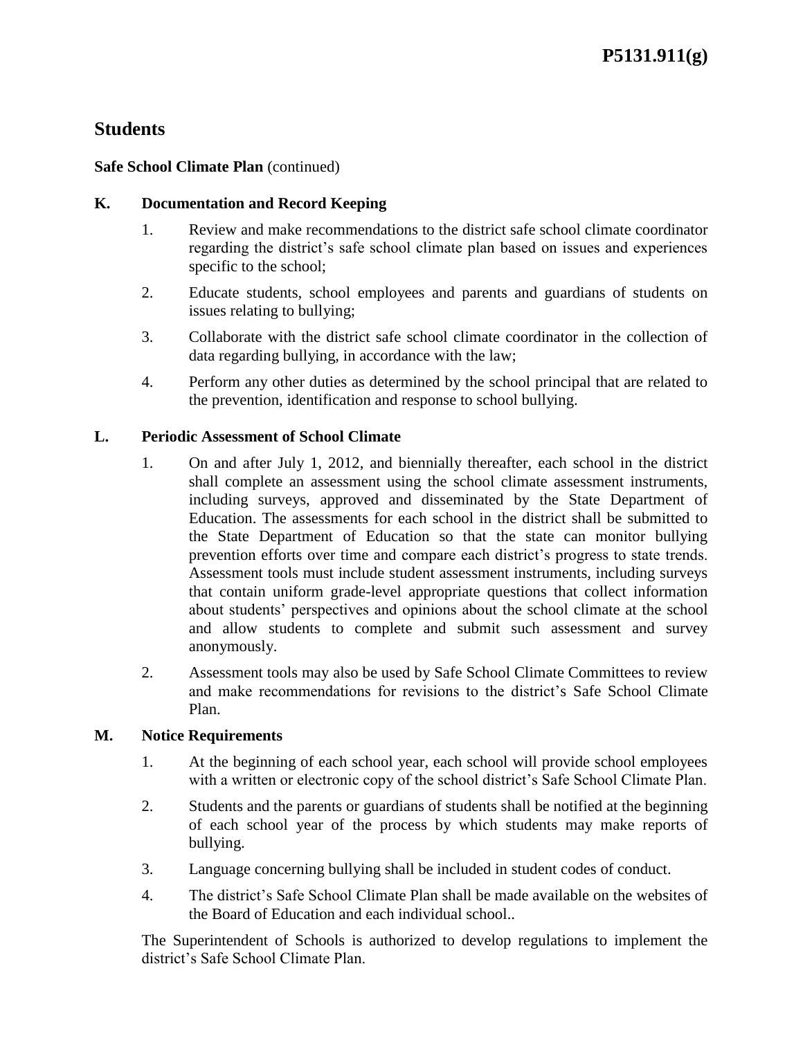## Students

**Safe School Climate Plan** (continued)

### K. Documentation and Record Keeping

1. Review and make recommendations to the district safe school climate coordinator regarding the district's safe school climate plan based on issues and experiences specific to the school;
2. Educate students, school employees and parents and guardians of students on issues relating to bullying;
3. Collaborate with the district safe school climate coordinator in the collection of data regarding bullying, in accordance with the law;
4. Perform any other duties as determined by the school principal that are related to the prevention, identification and response to school bullying.

### L. Periodic Assessment of School Climate

1. On and after July 1, 2012, and biennially thereafter, each school in the district shall complete an assessment using the school climate assessment instruments, including surveys, approved and disseminated by the State Department of Education. The assessments for each school in the district shall be submitted to the State Department of Education so that the state can monitor bullying prevention efforts over time and compare each district's progress to state trends. Assessment tools must include student assessment instruments, including surveys that contain uniform grade-level appropriate questions that collect information about students' perspectives and opinions about the school climate at the school and allow students to complete and submit such assessment and survey anonymously.
2. Assessment tools may also be used by Safe School Climate Committees to review and make recommendations for revisions to the district's Safe School Climate Plan.

### M. Notice Requirements

1. At the beginning of each school year, each school will provide school employees with a written or electronic copy of the school district's Safe School Climate Plan.
2. Students and the parents or guardians of students shall be notified at the beginning of each school year of the process by which students may make reports of bullying.
3. Language concerning bullying shall be included in student codes of conduct.
4. The district's Safe School Climate Plan shall be made available on the websites of the Board of Education and each individual school..

The Superintendent of Schools is authorized to develop regulations to implement the district's Safe School Climate Plan.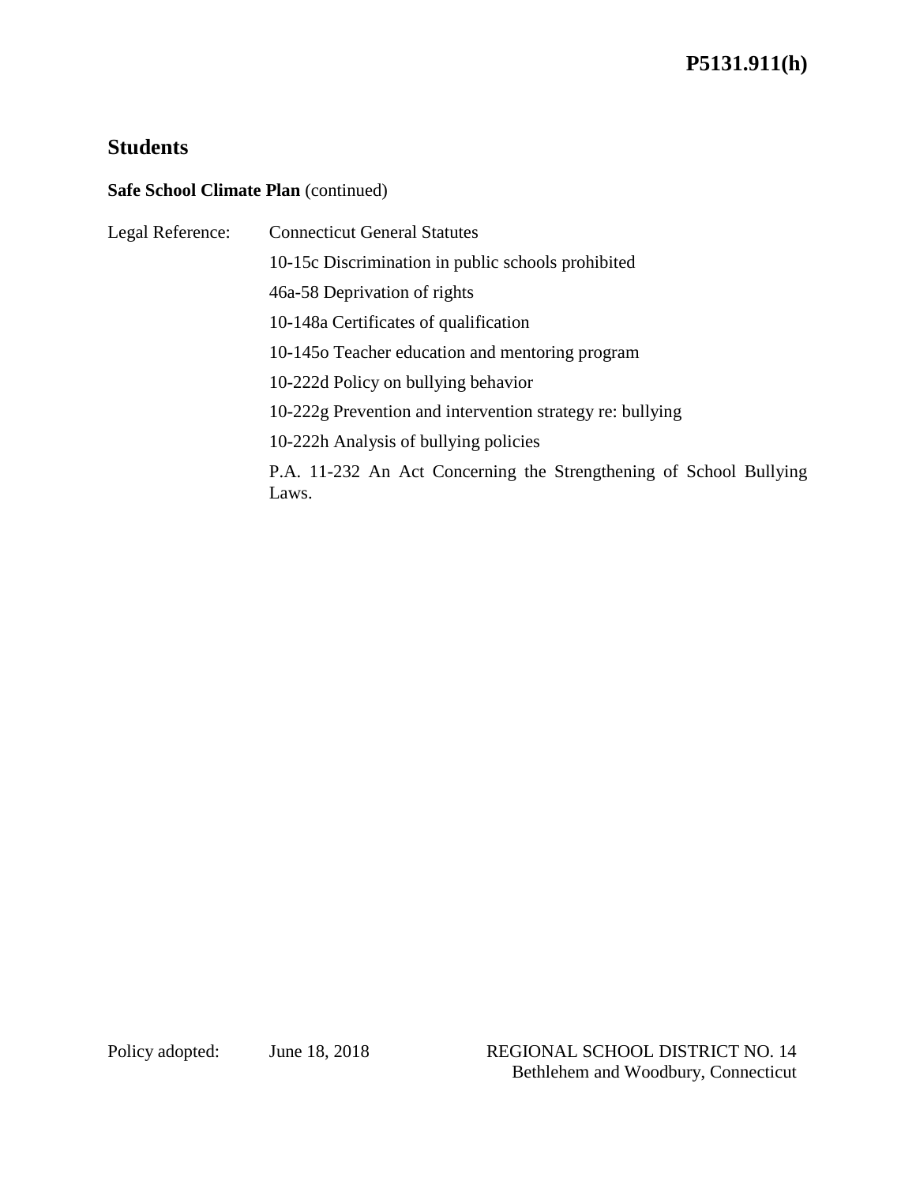## Students

**Safe School Climate Plan** (continued)

Legal Reference: Connecticut General Statutes

10-15c Discrimination in public schools prohibited

46a-58 Deprivation of rights

10-148a Certificates of qualification

10-145o Teacher education and mentoring program

10-222d Policy on bullying behavior

10-222g Prevention and intervention strategy re: bullying

10-222h Analysis of bullying policies

P.A. 11-232 An Act Concerning the Strengthening of School Bullying Laws.

Policy adopted: June 18, 2018

REGIONAL SCHOOL DISTRICT NO. 14
Bethlehem and Woodbury, Connecticut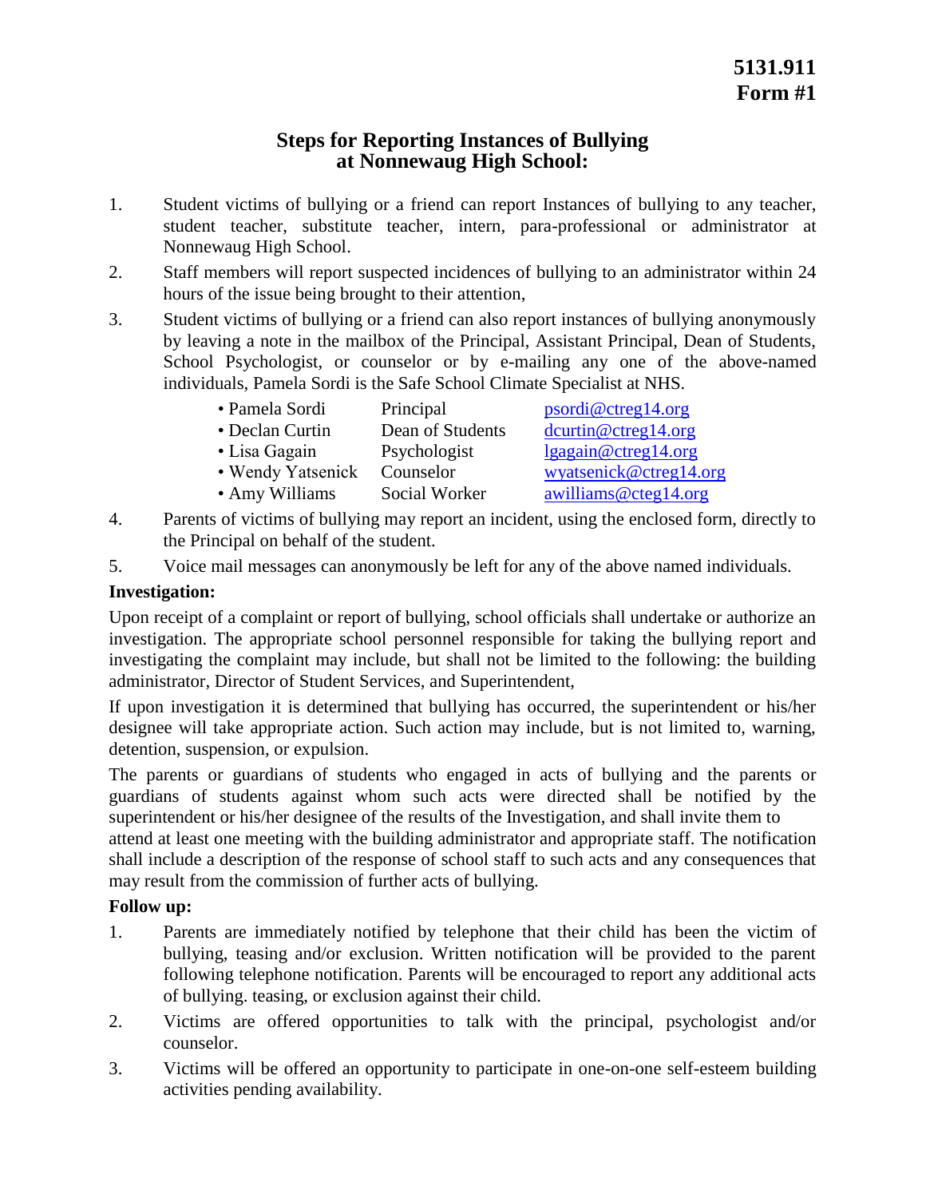**5131.911**
**Form #1**

## Steps for Reporting Instances of Bullying at Nonnewaug High School:

1. Student victims of bullying or a friend can report Instances of bullying to any teacher, student teacher, substitute teacher, intern, para-professional or administrator at Nonnewaug High School.
2. Staff members will report suspected incidences of bullying to an administrator within 24 hours of the issue being brought to their attention,
3. Student victims of bullying or a friend can also report instances of bullying anonymously by leaving a note in the mailbox of the Principal, Assistant Principal, Dean of Students, School Psychologist, or counselor or by e-mailing any one of the above-named individuals, Pamela Sordi is the Safe School Climate Specialist at NHS.

| | | |
|---|---|---|
| • Pamela Sordi | Principal | psordi@ctreg14.org |
| • Declan Curtin | Dean of Students | dcurtin@ctreg14.org |
| • Lisa Gagain | Psychologist | lgagain@ctreg14.org |
| • Wendy Yatsenick | Counselor | wyatsenick@ctreg14.org |
| • Amy Williams | Social Worker | awilliams@cteg14.org |

4. Parents of victims of bullying may report an incident, using the enclosed form, directly to the Principal on behalf of the student.
5. Voice mail messages can anonymously be left for any of the above named individuals.

**Investigation:**

Upon receipt of a complaint or report of bullying, school officials shall undertake or authorize an investigation. The appropriate school personnel responsible for taking the bullying report and investigating the complaint may include, but shall not be limited to the following: the building administrator, Director of Student Services, and Superintendent,

If upon investigation it is determined that bullying has occurred, the superintendent or his/her designee will take appropriate action. Such action may include, but is not limited to, warning, detention, suspension, or expulsion.

The parents or guardians of students who engaged in acts of bullying and the parents or guardians of students against whom such acts were directed shall be notified by the superintendent or his/her designee of the results of the Investigation, and shall invite them to attend at least one meeting with the building administrator and appropriate staff. The notification shall include a description of the response of school staff to such acts and any consequences that may result from the commission of further acts of bullying.

**Follow up:**

1. Parents are immediately notified by telephone that their child has been the victim of bullying, teasing and/or exclusion. Written notification will be provided to the parent following telephone notification. Parents will be encouraged to report any additional acts of bullying. teasing, or exclusion against their child.
2. Victims are offered opportunities to talk with the principal, psychologist and/or counselor.
3. Victims will be offered an opportunity to participate in one-on-one self-esteem building activities pending availability.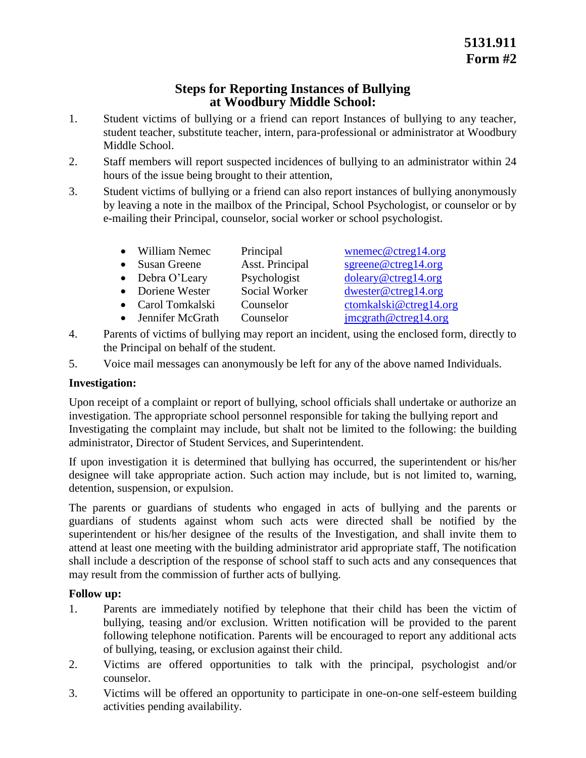**5131.911**
**Form #2**

# Steps for Reporting Instances of Bullying at Woodbury Middle School:

1. Student victims of bullying or a friend can report Instances of bullying to any teacher, student teacher, substitute teacher, intern, para-professional or administrator at Woodbury Middle School.
2. Staff members will report suspected incidences of bullying to an administrator within 24 hours of the issue being brought to their attention,
3. Student victims of bullying or a friend can also report instances of bullying anonymously by leaving a note in the mailbox of the Principal, School Psychologist, or counselor or by e-mailing their Principal, counselor, social worker or school psychologist.

    - William Nemec — Principal — wnemec@ctreg14.org
    - Susan Greene — Asst. Principal — sgreene@ctreg14.org
    - Debra O'Leary — Psychologist — doleary@ctreg14.org
    - Doriene Wester — Social Worker — dwester@ctreg14.org
    - Carol Tomkalski — Counselor — ctomkalski@ctreg14.org
    - Jennifer McGrath — Counselor — jmcgrath@ctreg14.org

4. Parents of victims of bullying may report an incident, using the enclosed form, directly to the Principal on behalf of the student.
5. Voice mail messages can anonymously be left for any of the above named Individuals.

**Investigation:**

Upon receipt of a complaint or report of bullying, school officials shall undertake or authorize an investigation. The appropriate school personnel responsible for taking the bullying report and Investigating the complaint may include, but shalt not be limited to the following: the building administrator, Director of Student Services, and Superintendent.

If upon investigation it is determined that bullying has occurred, the superintendent or his/her designee will take appropriate action. Such action may include, but is not limited to, warning, detention, suspension, or expulsion.

The parents or guardians of students who engaged in acts of bullying and the parents or guardians of students against whom such acts were directed shall be notified by the superintendent or his/her designee of the results of the Investigation, and shall invite them to attend at least one meeting with the building administrator arid appropriate staff, The notification shall include a description of the response of school staff to such acts and any consequences that may result from the commission of further acts of bullying.

**Follow up:**

1. Parents are immediately notified by telephone that their child has been the victim of bullying, teasing and/or exclusion. Written notification will be provided to the parent following telephone notification. Parents will be encouraged to report any additional acts of bullying, teasing, or exclusion against their child.
2. Victims are offered opportunities to talk with the principal, psychologist and/or counselor.
3. Victims will be offered an opportunity to participate in one-on-one self-esteem building activities pending availability.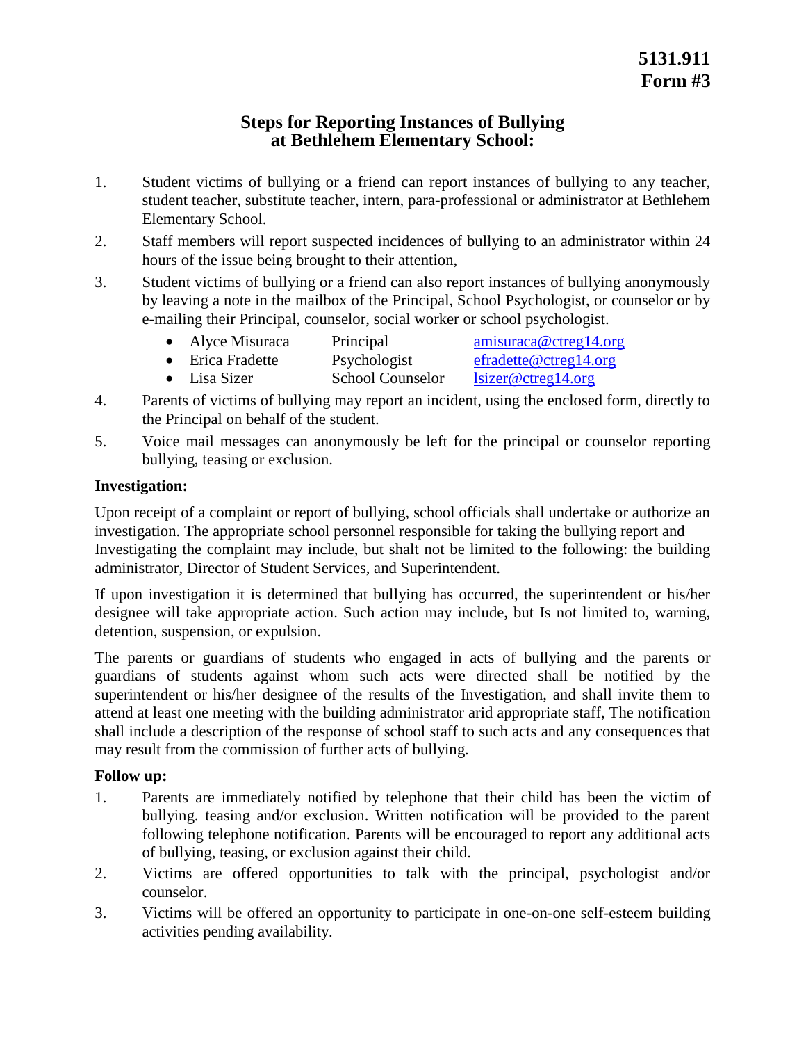**5131.911**
**Form #3**

## Steps for Reporting Instances of Bullying at Bethlehem Elementary School:

1. Student victims of bullying or a friend can report instances of bullying to any teacher, student teacher, substitute teacher, intern, para-professional or administrator at Bethlehem Elementary School.
2. Staff members will report suspected incidences of bullying to an administrator within 24 hours of the issue being brought to their attention,
3. Student victims of bullying or a friend can also report instances of bullying anonymously by leaving a note in the mailbox of the Principal, School Psychologist, or counselor or by e-mailing their Principal, counselor, social worker or school psychologist.
   - Alyce Misuraca Principal amisuraca@ctreg14.org
   - Erica Fradette Psychologist efradette@ctreg14.org
   - Lisa Sizer School Counselor lsizer@ctreg14.org
4. Parents of victims of bullying may report an incident, using the enclosed form, directly to the Principal on behalf of the student.
5. Voice mail messages can anonymously be left for the principal or counselor reporting bullying, teasing or exclusion.

### Investigation:

Upon receipt of a complaint or report of bullying, school officials shall undertake or authorize an investigation. The appropriate school personnel responsible for taking the bullying report and Investigating the complaint may include, but shalt not be limited to the following: the building administrator, Director of Student Services, and Superintendent.

If upon investigation it is determined that bullying has occurred, the superintendent or his/her designee will take appropriate action. Such action may include, but Is not limited to, warning, detention, suspension, or expulsion.

The parents or guardians of students who engaged in acts of bullying and the parents or guardians of students against whom such acts were directed shall be notified by the superintendent or his/her designee of the results of the Investigation, and shall invite them to attend at least one meeting with the building administrator arid appropriate staff, The notification shall include a description of the response of school staff to such acts and any consequences that may result from the commission of further acts of bullying.

### Follow up:

1. Parents are immediately notified by telephone that their child has been the victim of bullying. teasing and/or exclusion. Written notification will be provided to the parent following telephone notification. Parents will be encouraged to report any additional acts of bullying, teasing, or exclusion against their child.
2. Victims are offered opportunities to talk with the principal, psychologist and/or counselor.
3. Victims will be offered an opportunity to participate in one-on-one self-esteem building activities pending availability.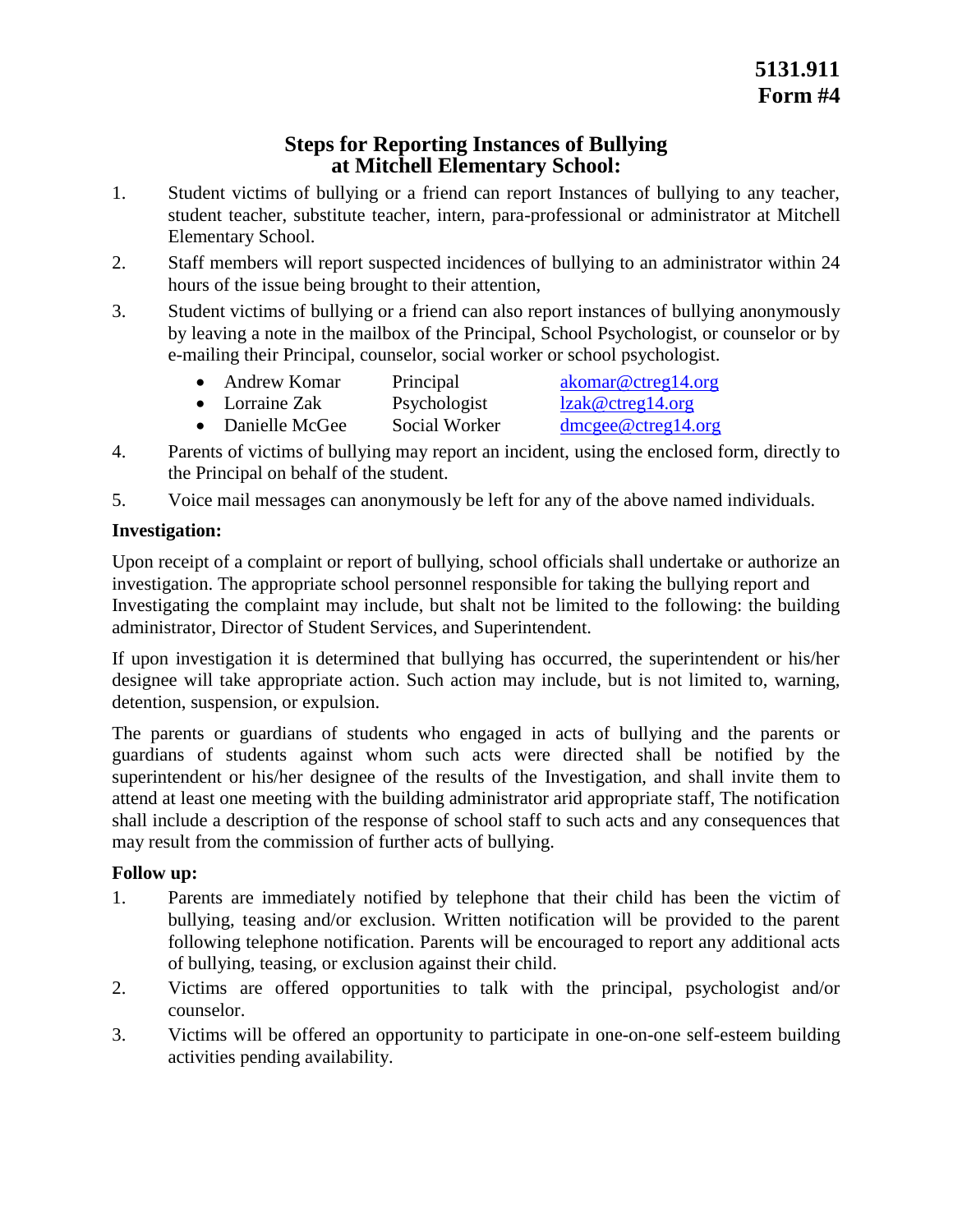**5131.911**
**Form #4**

## Steps for Reporting Instances of Bullying at Mitchell Elementary School:

1. Student victims of bullying or a friend can report Instances of bullying to any teacher, student teacher, substitute teacher, intern, para-professional or administrator at Mitchell Elementary School.
2. Staff members will report suspected incidences of bullying to an administrator within 24 hours of the issue being brought to their attention,
3. Student victims of bullying or a friend can also report instances of bullying anonymously by leaving a note in the mailbox of the Principal, School Psychologist, or counselor or by e-mailing their Principal, counselor, social worker or school psychologist.
   - Andrew Komar  Principal  akomar@ctreg14.org
   - Lorraine Zak  Psychologist  lzak@ctreg14.org
   - Danielle McGee  Social Worker  dmcgee@ctreg14.org
4. Parents of victims of bullying may report an incident, using the enclosed form, directly to the Principal on behalf of the student.
5. Voice mail messages can anonymously be left for any of the above named individuals.

**Investigation:**

Upon receipt of a complaint or report of bullying, school officials shall undertake or authorize an investigation. The appropriate school personnel responsible for taking the bullying report and Investigating the complaint may include, but shalt not be limited to the following: the building administrator, Director of Student Services, and Superintendent.

If upon investigation it is determined that bullying has occurred, the superintendent or his/her designee will take appropriate action. Such action may include, but is not limited to, warning, detention, suspension, or expulsion.

The parents or guardians of students who engaged in acts of bullying and the parents or guardians of students against whom such acts were directed shall be notified by the superintendent or his/her designee of the results of the Investigation, and shall invite them to attend at least one meeting with the building administrator arid appropriate staff, The notification shall include a description of the response of school staff to such acts and any consequences that may result from the commission of further acts of bullying.

**Follow up:**

1. Parents are immediately notified by telephone that their child has been the victim of bullying, teasing and/or exclusion. Written notification will be provided to the parent following telephone notification. Parents will be encouraged to report any additional acts of bullying, teasing, or exclusion against their child.
2. Victims are offered opportunities to talk with the principal, psychologist and/or counselor.
3. Victims will be offered an opportunity to participate in one-on-one self-esteem building activities pending availability.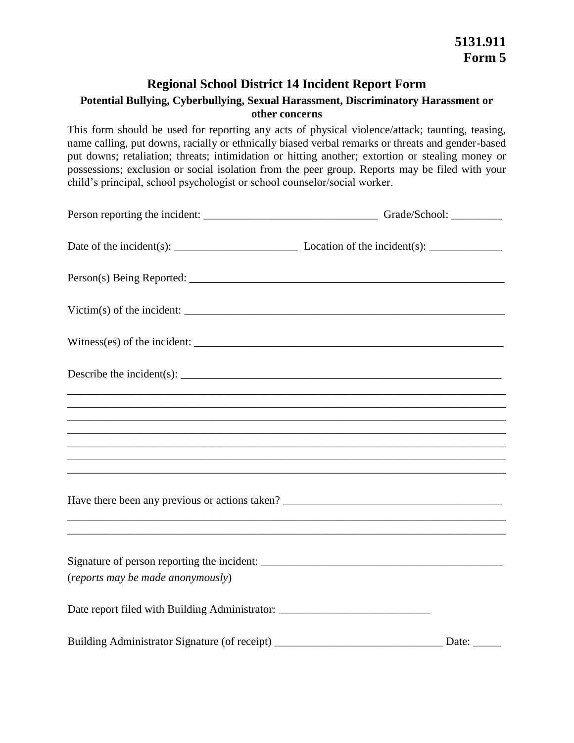**5131.911**
**Form 5**

# Regional School District 14 Incident Report Form

### Potential Bullying, Cyberbullying, Sexual Harassment, Discriminatory Harassment or other concerns

This form should be used for reporting any acts of physical violence/attack; taunting, teasing, name calling, put downs, racially or ethnically biased verbal remarks or threats and gender-based put downs; retaliation; threats; intimidation or hitting another; extortion or stealing money or possessions; exclusion or social isolation from the peer group. Reports may be filed with your child's principal, school psychologist or school counselor/social worker.

Person reporting the incident: ______________________________ Grade/School: _________

Date of the incident(s): ______________________ Location of the incident(s): _____________

Person(s) Being Reported: ________________________________________________________

Victim(s) of the incident: ________________________________________________________

Witness(es) of the incident: ______________________________________________________

Describe the incident(s): ________________________________________________________

________________________________________________________________________________

________________________________________________________________________________

________________________________________________________________________________

________________________________________________________________________________

________________________________________________________________________________

________________________________________________________________________________

________________________________________________________________________________

Have there been any previous or actions taken? _______________________________________

________________________________________________________________________________

________________________________________________________________________________

Signature of person reporting the incident: ___________________________________________

(*reports may be made anonymously*)

Date report filed with Building Administrator: ___________________________

Building Administrator Signature (of receipt) ______________________________ Date: _____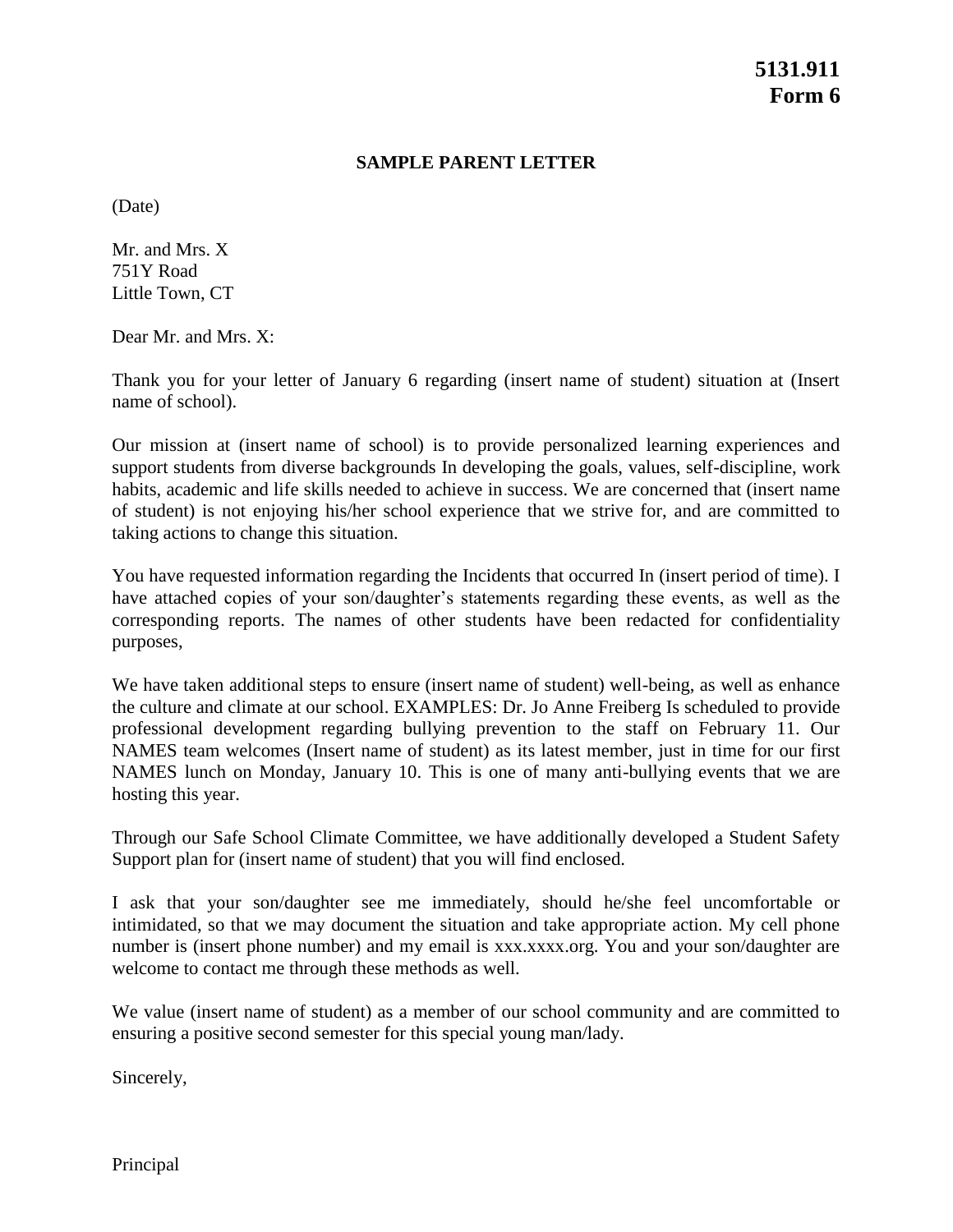**5131.911**
**Form 6**

## SAMPLE PARENT LETTER

(Date)

Mr. and Mrs. X
751Y Road
Little Town, CT

Dear Mr. and Mrs. X:

Thank you for your letter of January 6 regarding (insert name of student) situation at (Insert name of school).

Our mission at (insert name of school) is to provide personalized learning experiences and support students from diverse backgrounds In developing the goals, values, self-discipline, work habits, academic and life skills needed to achieve in success. We are concerned that (insert name of student) is not enjoying his/her school experience that we strive for, and are committed to taking actions to change this situation.

You have requested information regarding the Incidents that occurred In (insert period of time). I have attached copies of your son/daughter's statements regarding these events, as well as the corresponding reports. The names of other students have been redacted for confidentiality purposes,

We have taken additional steps to ensure (insert name of student) well-being, as well as enhance the culture and climate at our school. EXAMPLES: Dr. Jo Anne Freiberg Is scheduled to provide professional development regarding bullying prevention to the staff on February 11. Our NAMES team welcomes (Insert name of student) as its latest member, just in time for our first NAMES lunch on Monday, January 10. This is one of many anti-bullying events that we are hosting this year.

Through our Safe School Climate Committee, we have additionally developed a Student Safety Support plan for (insert name of student) that you will find enclosed.

I ask that your son/daughter see me immediately, should he/she feel uncomfortable or intimidated, so that we may document the situation and take appropriate action. My cell phone number is (insert phone number) and my email is xxx.xxxx.org. You and your son/daughter are welcome to contact me through these methods as well.

We value (insert name of student) as a member of our school community and are committed to ensuring a positive second semester for this special young man/lady.

Sincerely,

Principal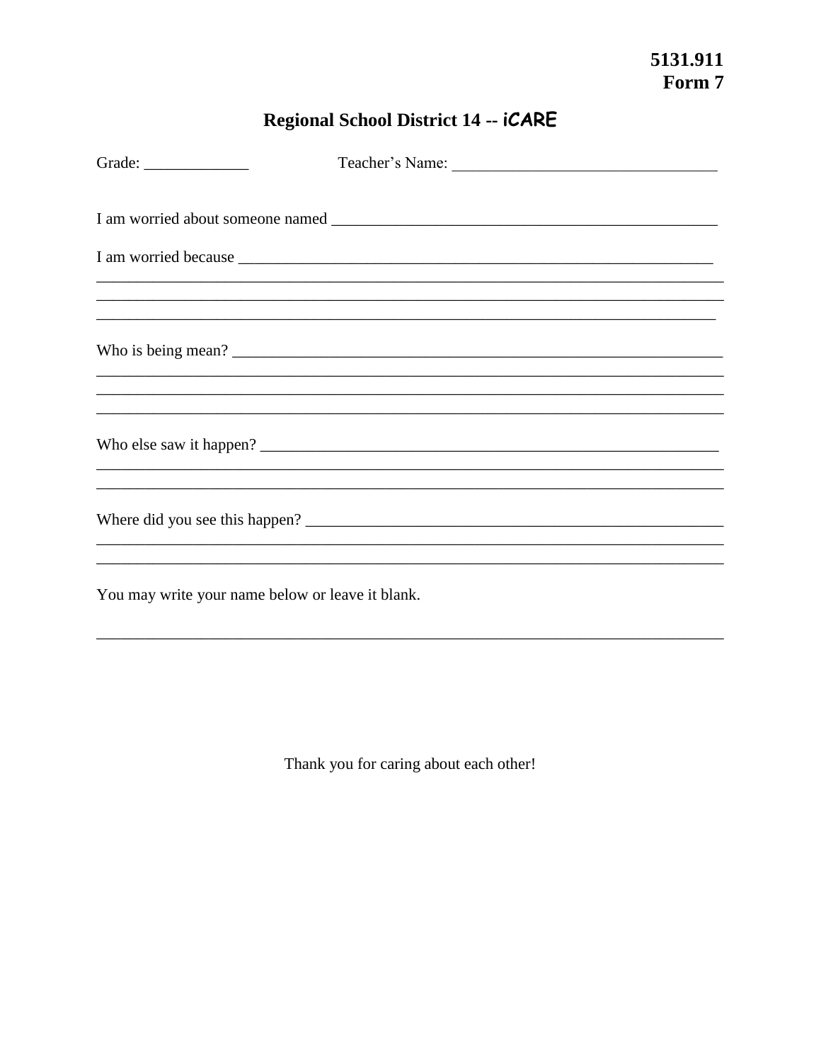**5131.911**
**Form 7**

# Regional School District 14 -- iCARE

Grade: _____________ Teacher's Name: _________________________________

I am worried about someone named ________________________________________________

I am worried because ____________________________________________________________
_______________________________________________________________________________
_______________________________________________________________________________
_______________________________________________________________________________

Who is being mean? ______________________________________________________________
_______________________________________________________________________________
_______________________________________________________________________________
_______________________________________________________________________________

Who else saw it happen? __________________________________________________________
_______________________________________________________________________________
_______________________________________________________________________________

Where did you see this happen? ____________________________________________________
_______________________________________________________________________________
_______________________________________________________________________________

You may write your name below or leave it blank.

_______________________________________________________________________________

Thank you for caring about each other!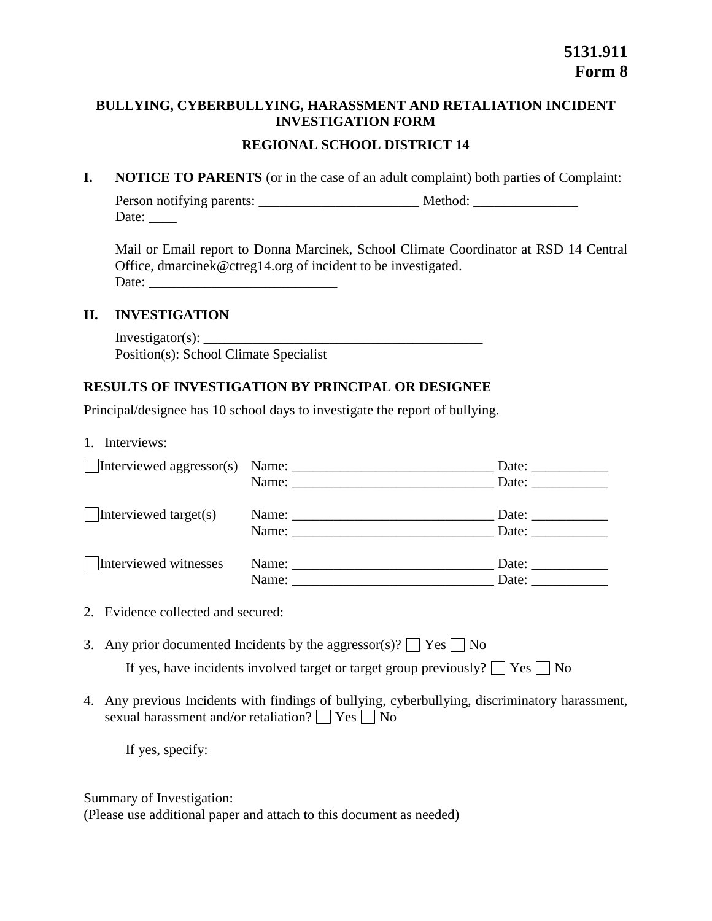**5131.911**
**Form 8**

## BULLYING, CYBERBULLYING, HARASSMENT AND RETALIATION INCIDENT INVESTIGATION FORM

## REGIONAL SCHOOL DISTRICT 14

**I. NOTICE TO PARENTS** (or in the case of an adult complaint) both parties of Complaint:

Person notifying parents: _______________________ Method: _______________
Date: ____

Mail or Email report to Donna Marcinek, School Climate Coordinator at RSD 14 Central Office, dmarcinek@ctreg14.org of incident to be investigated.
Date: ___________________________

**II. INVESTIGATION**

Investigator(s): _________________________________________
Position(s): School Climate Specialist

**RESULTS OF INVESTIGATION BY PRINCIPAL OR DESIGNEE**

Principal/designee has 10 school days to investigate the report of bullying.

1. Interviews:

| | | |
|---|---|---|
| ☐ Interviewed aggressor(s) | Name: _____________________________ | Date: ___________ |
| | Name: _____________________________ | Date: ___________ |
| ☐ Interviewed target(s) | Name: _____________________________ | Date: ___________ |
| | Name: _____________________________ | Date: ___________ |
| ☐ Interviewed witnesses | Name: _____________________________ | Date: ___________ |
| | Name: _____________________________ | Date: ___________ |

2. Evidence collected and secured:

3. Any prior documented Incidents by the aggressor(s)? ☐ Yes ☐ No

   If yes, have incidents involved target or target group previously? ☐ Yes ☐ No

4. Any previous Incidents with findings of bullying, cyberbullying, discriminatory harassment, sexual harassment and/or retaliation? ☐ Yes ☐ No

   If yes, specify:

Summary of Investigation:
(Please use additional paper and attach to this document as needed)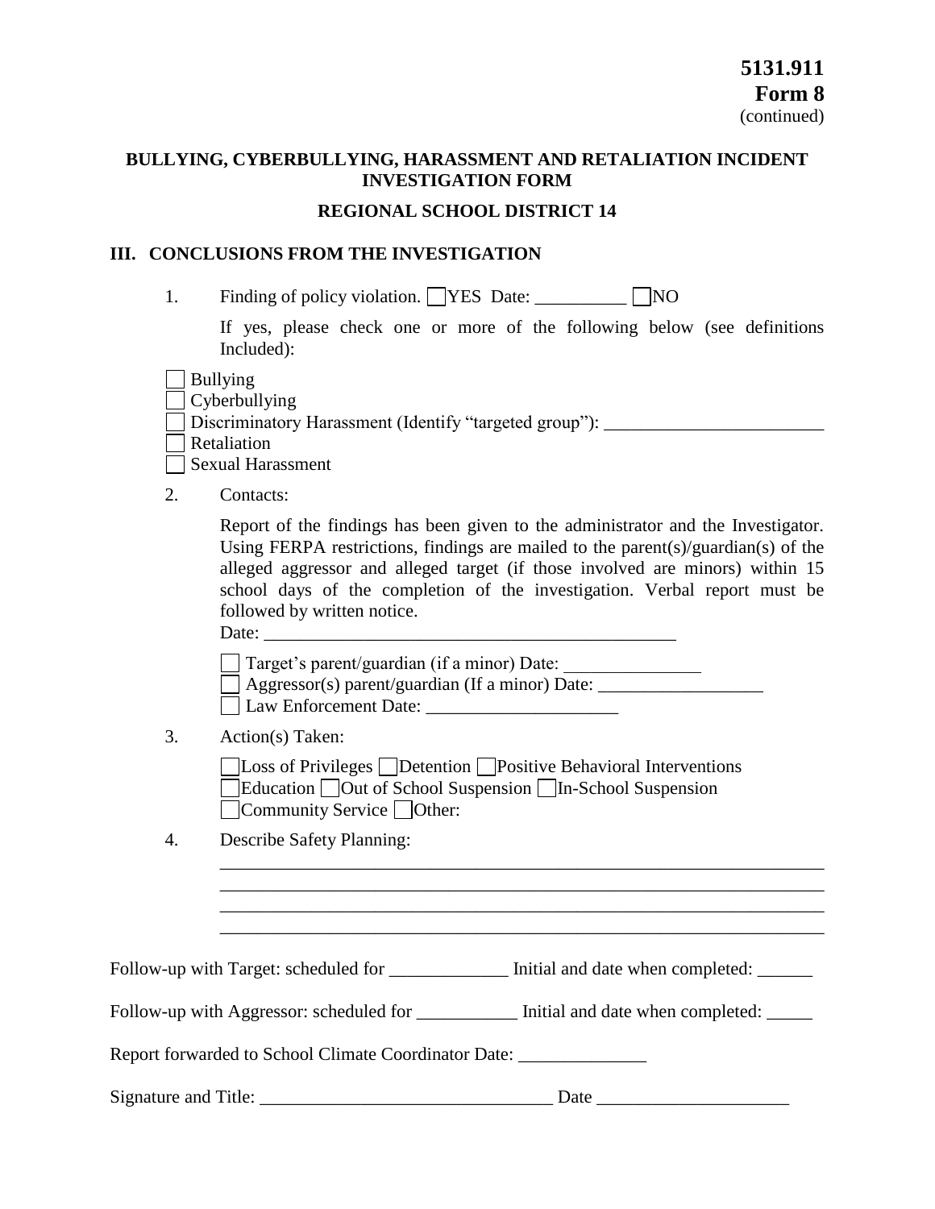**5131.911**
**Form 8**
(continued)

**BULLYING, CYBERBULLYING, HARASSMENT AND RETALIATION INCIDENT INVESTIGATION FORM**

**REGIONAL SCHOOL DISTRICT 14**

## III. CONCLUSIONS FROM THE INVESTIGATION

1. Finding of policy violation. ☐ YES Date: __________ ☐ NO

   If yes, please check one or more of the following below (see definitions Included):

☐ Bullying
☐ Cyberbullying
☐ Discriminatory Harassment (Identify "targeted group"): ________________________
☐ Retaliation
☐ Sexual Harassment

2. Contacts:

   Report of the findings has been given to the administrator and the Investigator. Using FERPA restrictions, findings are mailed to the parent(s)/guardian(s) of the alleged aggressor and alleged target (if those involved are minors) within 15 school days of the completion of the investigation. Verbal report must be followed by written notice.
   Date: ______________________________________________

   ☐ Target's parent/guardian (if a minor) Date: _______________
   ☐ Aggressor(s) parent/guardian (If a minor) Date: __________________
   ☐ Law Enforcement Date: _____________________

3. Action(s) Taken:

   ☐ Loss of Privileges ☐ Detention ☐ Positive Behavioral Interventions
   ☐ Education ☐ Out of School Suspension ☐ In-School Suspension
   ☐ Community Service ☐ Other:

4. Describe Safety Planning:

   ____________________________________________________________________
   ____________________________________________________________________
   ____________________________________________________________________
   ____________________________________________________________________

Follow-up with Target: scheduled for _____________ Initial and date when completed: ______

Follow-up with Aggressor: scheduled for ___________ Initial and date when completed: _____

Report forwarded to School Climate Coordinator Date: ______________

Signature and Title: ________________________________ Date _____________________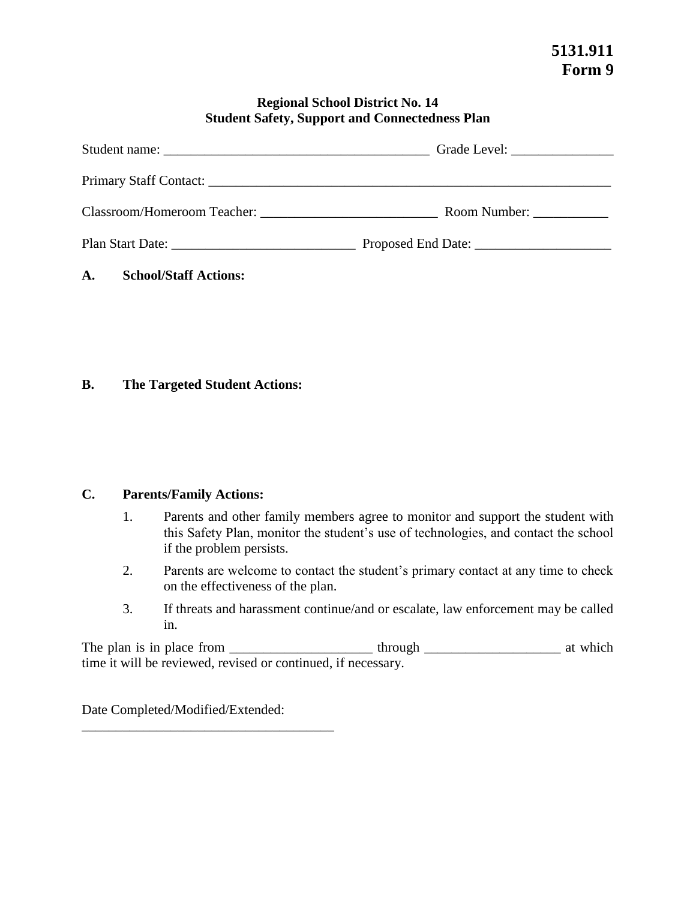**5131.911**
**Form 9**

## Regional School District No. 14
## Student Safety, Support and Connectedness Plan

Student name: _______________________________________ Grade Level: _______________

Primary Staff Contact: _______________________________________________________________

Classroom/Homeroom Teacher: __________________________ Room Number: ___________

Plan Start Date: ___________________________ Proposed End Date: ____________________

**A. School/Staff Actions:**

**B. The Targeted Student Actions:**

**C. Parents/Family Actions:**

1. Parents and other family members agree to monitor and support the student with this Safety Plan, monitor the student's use of technologies, and contact the school if the problem persists.
2. Parents are welcome to contact the student's primary contact at any time to check on the effectiveness of the plan.
3. If threats and harassment continue/and or escalate, law enforcement may be called in.

The plan is in place from _____________________ through ____________________ at which time it will be reviewed, revised or continued, if necessary.

Date Completed/Modified/Extended:
______________________________________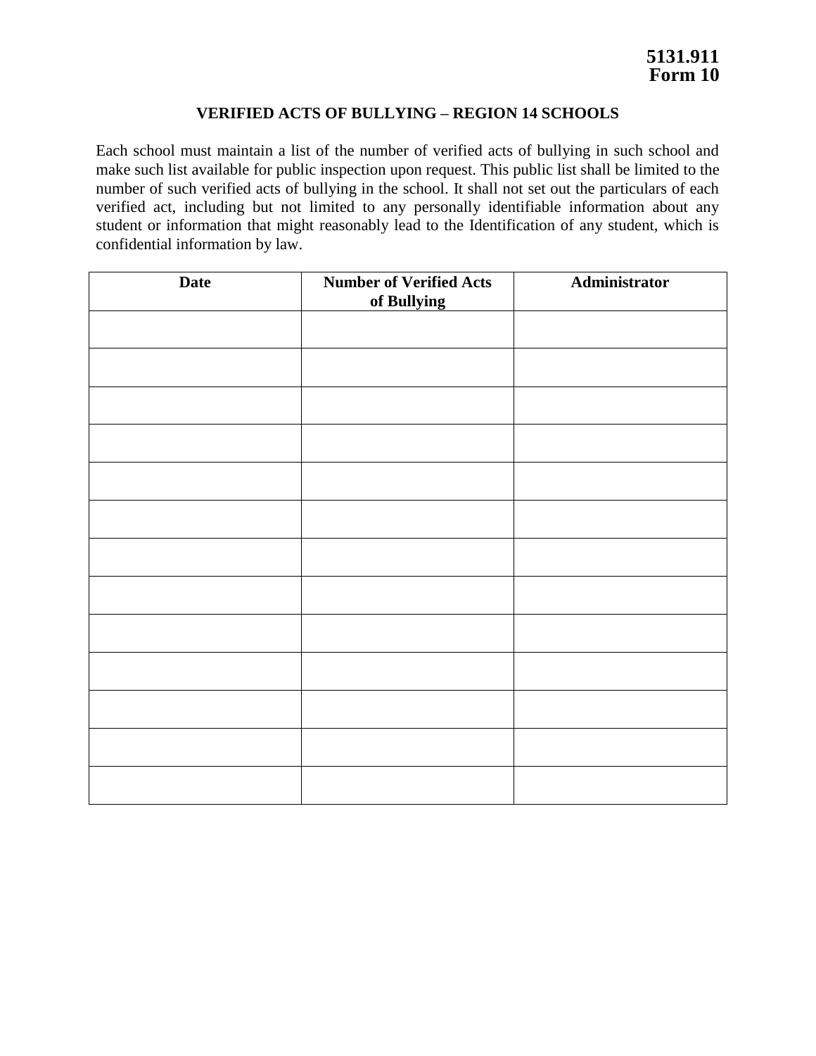**5131.911**
**Form 10**

## VERIFIED ACTS OF BULLYING – REGION 14 SCHOOLS

Each school must maintain a list of the number of verified acts of bullying in such school and make such list available for public inspection upon request. This public list shall be limited to the number of such verified acts of bullying in the school. It shall not set out the particulars of each verified act, including but not limited to any personally identifiable information about any student or information that might reasonably lead to the Identification of any student, which is confidential information by law.

| Date | Number of Verified Acts of Bullying | Administrator |
|---|---|---|
| | | |
| | | |
| | | |
| | | |
| | | |
| | | |
| | | |
| | | |
| | | |
| | | |
| | | |
| | | |
| | | |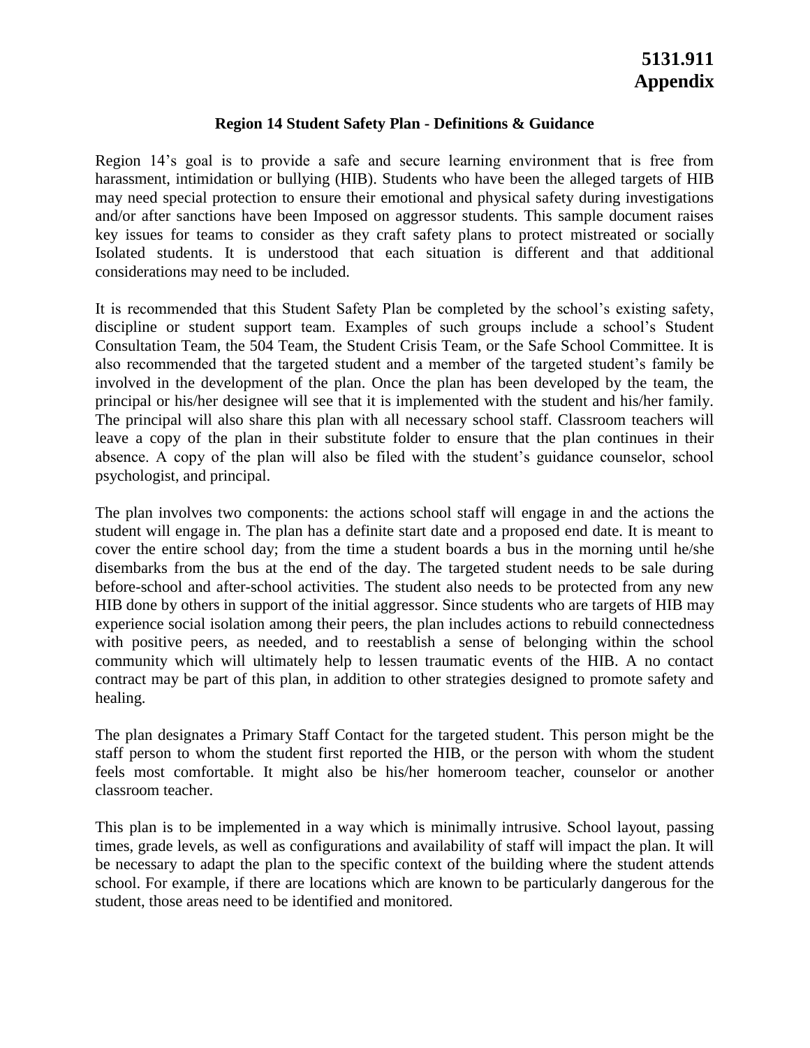**5131.911**
**Appendix**

## Region 14 Student Safety Plan - Definitions & Guidance

Region 14's goal is to provide a safe and secure learning environment that is free from harassment, intimidation or bullying (HIB). Students who have been the alleged targets of HIB may need special protection to ensure their emotional and physical safety during investigations and/or after sanctions have been Imposed on aggressor students. This sample document raises key issues for teams to consider as they craft safety plans to protect mistreated or socially Isolated students. It is understood that each situation is different and that additional considerations may need to be included.

It is recommended that this Student Safety Plan be completed by the school's existing safety, discipline or student support team. Examples of such groups include a school's Student Consultation Team, the 504 Team, the Student Crisis Team, or the Safe School Committee. It is also recommended that the targeted student and a member of the targeted student's family be involved in the development of the plan. Once the plan has been developed by the team, the principal or his/her designee will see that it is implemented with the student and his/her family. The principal will also share this plan with all necessary school staff. Classroom teachers will leave a copy of the plan in their substitute folder to ensure that the plan continues in their absence. A copy of the plan will also be filed with the student's guidance counselor, school psychologist, and principal.

The plan involves two components: the actions school staff will engage in and the actions the student will engage in. The plan has a definite start date and a proposed end date. It is meant to cover the entire school day; from the time a student boards a bus in the morning until he/she disembarks from the bus at the end of the day. The targeted student needs to be sale during before-school and after-school activities. The student also needs to be protected from any new HIB done by others in support of the initial aggressor. Since students who are targets of HIB may experience social isolation among their peers, the plan includes actions to rebuild connectedness with positive peers, as needed, and to reestablish a sense of belonging within the school community which will ultimately help to lessen traumatic events of the HIB. A no contact contract may be part of this plan, in addition to other strategies designed to promote safety and healing.

The plan designates a Primary Staff Contact for the targeted student. This person might be the staff person to whom the student first reported the HIB, or the person with whom the student feels most comfortable. It might also be his/her homeroom teacher, counselor or another classroom teacher.

This plan is to be implemented in a way which is minimally intrusive. School layout, passing times, grade levels, as well as configurations and availability of staff will impact the plan. It will be necessary to adapt the plan to the specific context of the building where the student attends school. For example, if there are locations which are known to be particularly dangerous for the student, those areas need to be identified and monitored.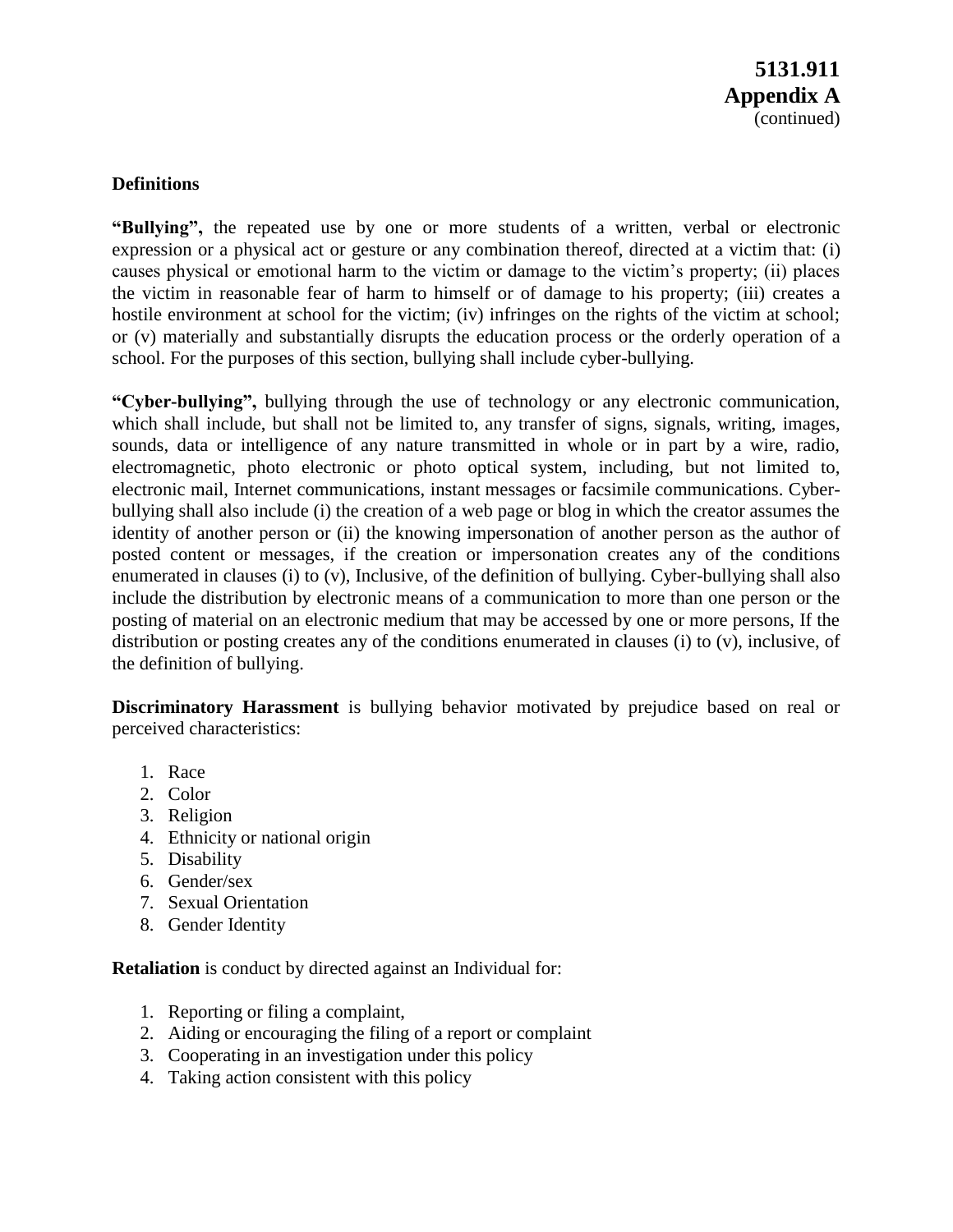**5131.911**
**Appendix A**
(continued)

**Definitions**

**"Bullying",** the repeated use by one or more students of a written, verbal or electronic expression or a physical act or gesture or any combination thereof, directed at a victim that: (i) causes physical or emotional harm to the victim or damage to the victim's property; (ii) places the victim in reasonable fear of harm to himself or of damage to his property; (iii) creates a hostile environment at school for the victim; (iv) infringes on the rights of the victim at school; or (v) materially and substantially disrupts the education process or the orderly operation of a school. For the purposes of this section, bullying shall include cyber-bullying.

**"Cyber-bullying",** bullying through the use of technology or any electronic communication, which shall include, but shall not be limited to, any transfer of signs, signals, writing, images, sounds, data or intelligence of any nature transmitted in whole or in part by a wire, radio, electromagnetic, photo electronic or photo optical system, including, but not limited to, electronic mail, Internet communications, instant messages or facsimile communications. Cyber-bullying shall also include (i) the creation of a web page or blog in which the creator assumes the identity of another person or (ii) the knowing impersonation of another person as the author of posted content or messages, if the creation or impersonation creates any of the conditions enumerated in clauses (i) to (v), Inclusive, of the definition of bullying. Cyber-bullying shall also include the distribution by electronic means of a communication to more than one person or the posting of material on an electronic medium that may be accessed by one or more persons, If the distribution or posting creates any of the conditions enumerated in clauses (i) to (v), inclusive, of the definition of bullying.

**Discriminatory Harassment** is bullying behavior motivated by prejudice based on real or perceived characteristics:

1. Race
2. Color
3. Religion
4. Ethnicity or national origin
5. Disability
6. Gender/sex
7. Sexual Orientation
8. Gender Identity

**Retaliation** is conduct by directed against an Individual for:

1. Reporting or filing a complaint,
2. Aiding or encouraging the filing of a report or complaint
3. Cooperating in an investigation under this policy
4. Taking action consistent with this policy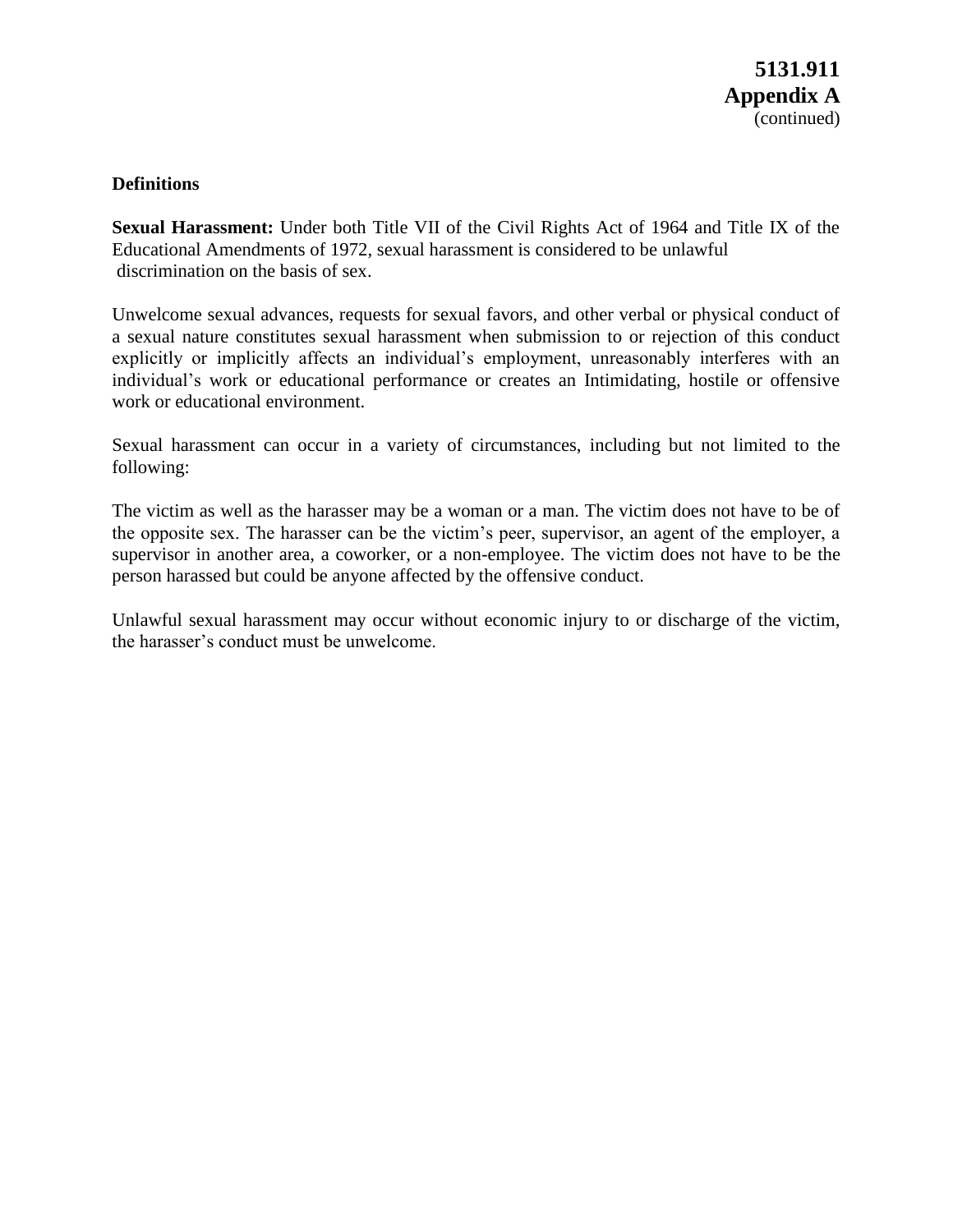**5131.911**
**Appendix A**
(continued)

**Definitions**

**Sexual Harassment:** Under both Title VII of the Civil Rights Act of 1964 and Title IX of the Educational Amendments of 1972, sexual harassment is considered to be unlawful discrimination on the basis of sex.

Unwelcome sexual advances, requests for sexual favors, and other verbal or physical conduct of a sexual nature constitutes sexual harassment when submission to or rejection of this conduct explicitly or implicitly affects an individual's employment, unreasonably interferes with an individual's work or educational performance or creates an Intimidating, hostile or offensive work or educational environment.

Sexual harassment can occur in a variety of circumstances, including but not limited to the following:

The victim as well as the harasser may be a woman or a man. The victim does not have to be of the opposite sex. The harasser can be the victim's peer, supervisor, an agent of the employer, a supervisor in another area, a coworker, or a non-employee. The victim does not have to be the person harassed but could be anyone affected by the offensive conduct.

Unlawful sexual harassment may occur without economic injury to or discharge of the victim, the harasser's conduct must be unwelcome.